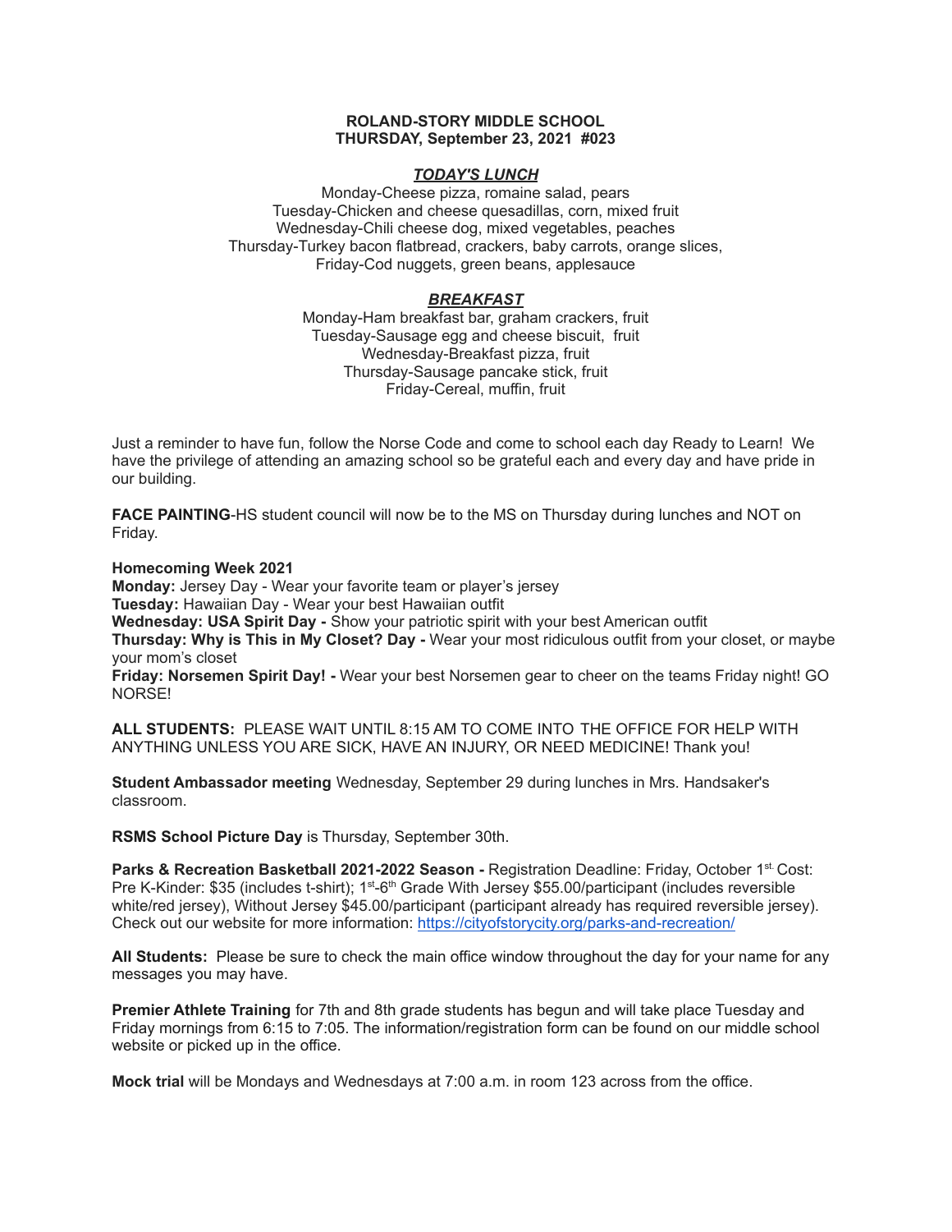**ROLAND-STORY MIDDLE SCHOOL**
**THURSDAY, September 23, 2021 #023**

***TODAY'S LUNCH***

Monday-Cheese pizza, romaine salad, pears
Tuesday-Chicken and cheese quesadillas, corn, mixed fruit
Wednesday-Chili cheese dog, mixed vegetables, peaches
Thursday-Turkey bacon flatbread, crackers, baby carrots, orange slices,
Friday-Cod nuggets, green beans, applesauce

***BREAKFAST***

Monday-Ham breakfast bar, graham crackers, fruit
Tuesday-Sausage egg and cheese biscuit, fruit
Wednesday-Breakfast pizza, fruit
Thursday-Sausage pancake stick, fruit
Friday-Cereal, muffin, fruit

Just a reminder to have fun, follow the Norse Code and come to school each day Ready to Learn! We have the privilege of attending an amazing school so be grateful each and every day and have pride in our building.

**FACE PAINTING**-HS student council will now be to the MS on Thursday during lunches and NOT on Friday.

**Homecoming Week 2021**
**Monday:** Jersey Day - Wear your favorite team or player's jersey
**Tuesday:** Hawaiian Day - Wear your best Hawaiian outfit
**Wednesday: USA Spirit Day -** Show your patriotic spirit with your best American outfit
**Thursday: Why is This in My Closet? Day -** Wear your most ridiculous outfit from your closet, or maybe your mom's closet
**Friday: Norsemen Spirit Day! -** Wear your best Norsemen gear to cheer on the teams Friday night! GO NORSE!

**ALL STUDENTS:** PLEASE WAIT UNTIL 8:15 AM TO COME INTO THE OFFICE FOR HELP WITH ANYTHING UNLESS YOU ARE SICK, HAVE AN INJURY, OR NEED MEDICINE! Thank you!

**Student Ambassador meeting** Wednesday, September 29 during lunches in Mrs. Handsaker's classroom.

**RSMS School Picture Day** is Thursday, September 30th.

**Parks & Recreation Basketball 2021-2022 Season -** Registration Deadline: Friday, October 1st. Cost: Pre K-Kinder: $35 (includes t-shirt); 1st-6th Grade With Jersey $55.00/participant (includes reversible white/red jersey), Without Jersey $45.00/participant (participant already has required reversible jersey). Check out our website for more information: https://cityofstorycity.org/parks-and-recreation/

**All Students:** Please be sure to check the main office window throughout the day for your name for any messages you may have.

**Premier Athlete Training** for 7th and 8th grade students has begun and will take place Tuesday and Friday mornings from 6:15 to 7:05. The information/registration form can be found on our middle school website or picked up in the office.

**Mock trial** will be Mondays and Wednesdays at 7:00 a.m. in room 123 across from the office.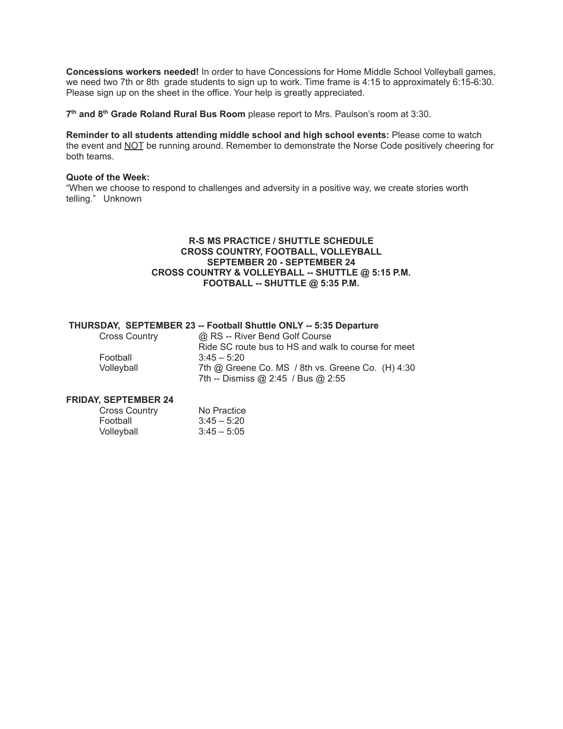**Concessions workers needed!** In order to have Concessions for Home Middle School Volleyball games, we need two 7th or 8th grade students to sign up to work. Time frame is 4:15 to approximately 6:15-6:30. Please sign up on the sheet in the office. Your help is greatly appreciated.

**7th and 8th Grade Roland Rural Bus Room** please report to Mrs. Paulson's room at 3:30.

**Reminder to all students attending middle school and high school events:** Please come to watch the event and NOT be running around. Remember to demonstrate the Norse Code positively cheering for both teams.

**Quote of the Week:**
"When we choose to respond to challenges and adversity in a positive way, we create stories worth telling." Unknown

**R-S MS PRACTICE / SHUTTLE SCHEDULE**
**CROSS COUNTRY, FOOTBALL, VOLLEYBALL**
**SEPTEMBER 20 - SEPTEMBER 24**
**CROSS COUNTRY & VOLLEYBALL -- SHUTTLE @ 5:15 P.M.**
**FOOTBALL -- SHUTTLE @ 5:35 P.M.**

**THURSDAY, SEPTEMBER 23 -- Football Shuttle ONLY -- 5:35 Departure**

| | |
|---|---|
| Cross Country | @ RS -- River Bend Golf Course<br>Ride SC route bus to HS and walk to course for meet |
| Football | 3:45 – 5:20 |
| Volleyball | 7th @ Greene Co. MS / 8th vs. Greene Co. (H) 4:30<br>7th -- Dismiss @ 2:45 / Bus @ 2:55 |

**FRIDAY, SEPTEMBER 24**

| | |
|---|---|
| Cross Country | No Practice |
| Football | 3:45 – 5:20 |
| Volleyball | 3:45 – 5:05 |